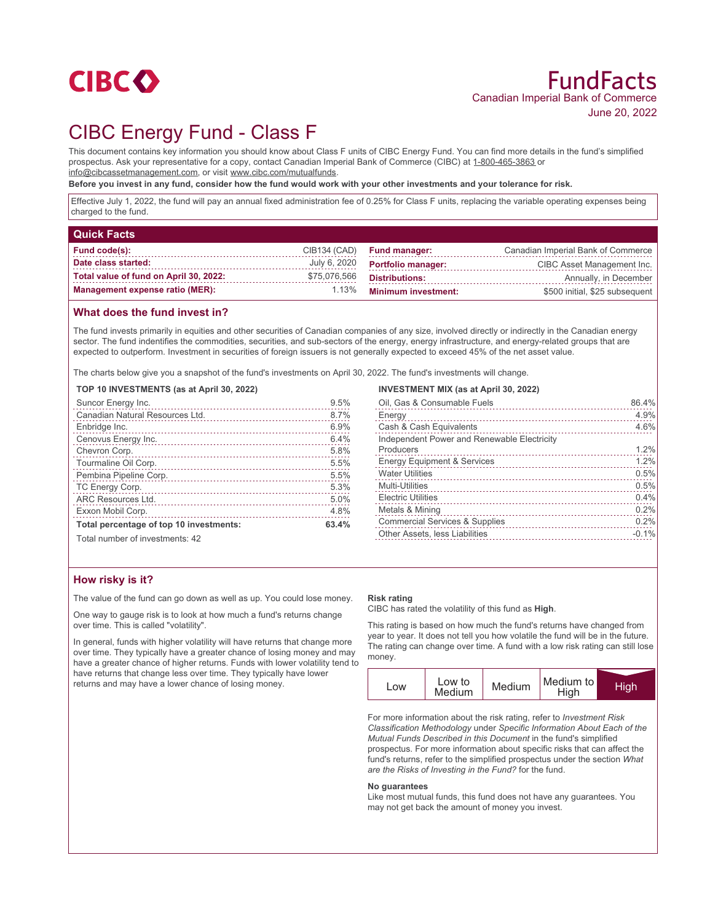CIBC

# FundFacts

Canadian Imperial Bank of Commerce

June 20, 2022

# CIBC Energy Fund - Class F

This document contains key information you should know about Class F units of CIBC Energy Fund. You can find more details in the fund's simplified prospectus. Ask your representative for a copy, contact Canadian Imperial Bank of Commerce (CIBC) at 1-800-465-3863 or info@cibcassetmanagement.com, or visit www.cibc.com/mutualfunds.

**Before you invest in any fund, consider how the fund would work with your other investments and your tolerance for risk.**

Effective July 1, 2022, the fund will pay an annual fixed administration fee of 0.25% for Class F units, replacing the variable operating expenses being charged to the fund.

## Quick Facts

| | | | |
|---|---|---|---|
| **Fund code(s):** | CIB134 (CAD) | **Fund manager:** | Canadian Imperial Bank of Commerce |
| **Date class started:** | July 6, 2020 | **Portfolio manager:** | CIBC Asset Management Inc. |
| **Total value of fund on April 30, 2022:** | $75,076,566 | **Distributions:** | Annually, in December |
| **Management expense ratio (MER):** | 1.13% | **Minimum investment:** | $500 initial, $25 subsequent |

## What does the fund invest in?

The fund invests primarily in equities and other securities of Canadian companies of any size, involved directly or indirectly in the Canadian energy sector. The fund indentifies the commodities, securities, and sub-sectors of the energy, energy infrastructure, and energy-related groups that are expected to outperform. Investment in securities of foreign issuers is not generally expected to exceed 45% of the net asset value.

The charts below give you a snapshot of the fund's investments on April 30, 2022. The fund's investments will change.

**TOP 10 INVESTMENTS (as at April 30, 2022)**

| | |
|---|---|
| Suncor Energy Inc. | 9.5% |
| Canadian Natural Resources Ltd. | 8.7% |
| Enbridge Inc. | 6.9% |
| Cenovus Energy Inc. | 6.4% |
| Chevron Corp. | 5.8% |
| Tourmaline Oil Corp. | 5.5% |
| Pembina Pipeline Corp. | 5.5% |
| TC Energy Corp. | 5.3% |
| ARC Resources Ltd. | 5.0% |
| Exxon Mobil Corp. | 4.8% |
| **Total percentage of top 10 investments:** | **63.4%** |

Total number of investments: 42

**INVESTMENT MIX (as at April 30, 2022)**

| | |
|---|---|
| Oil, Gas & Consumable Fuels | 86.4% |
| Energy | 4.9% |
| Cash & Cash Equivalents | 4.6% |
| Independent Power and Renewable Electricity Producers | 1.2% |
| Energy Equipment & Services | 1.2% |
| Water Utilities | 0.5% |
| Multi-Utilities | 0.5% |
| Electric Utilities | 0.4% |
| Metals & Mining | 0.2% |
| Commercial Services & Supplies | 0.2% |
| Other Assets, less Liabilities | -0.1% |

## How risky is it?

The value of the fund can go down as well as up. You could lose money.

One way to gauge risk is to look at how much a fund's returns change over time. This is called "volatility".

In general, funds with higher volatility will have returns that change more over time. They typically have a greater chance of losing money and may have a greater chance of higher returns. Funds with lower volatility tend to have returns that change less over time. They typically have lower returns and may have a lower chance of losing money.

**Risk rating**

CIBC has rated the volatility of this fund as **High**.

This rating is based on how much the fund's returns have changed from year to year. It does not tell you how volatile the fund will be in the future. The rating can change over time. A fund with a low risk rating can still lose money.

| Low | Low to Medium | Medium | Medium to High | **High** |
|---|---|---|---|---|

For more information about the risk rating, refer to *Investment Risk Classification Methodology* under *Specific Information About Each of the Mutual Funds Described in this Document* in the fund's simplified prospectus. For more information about specific risks that can affect the fund's returns, refer to the simplified prospectus under the section *What are the Risks of Investing in the Fund?* for the fund.

**No guarantees**

Like most mutual funds, this fund does not have any guarantees. You may not get back the amount of money you invest.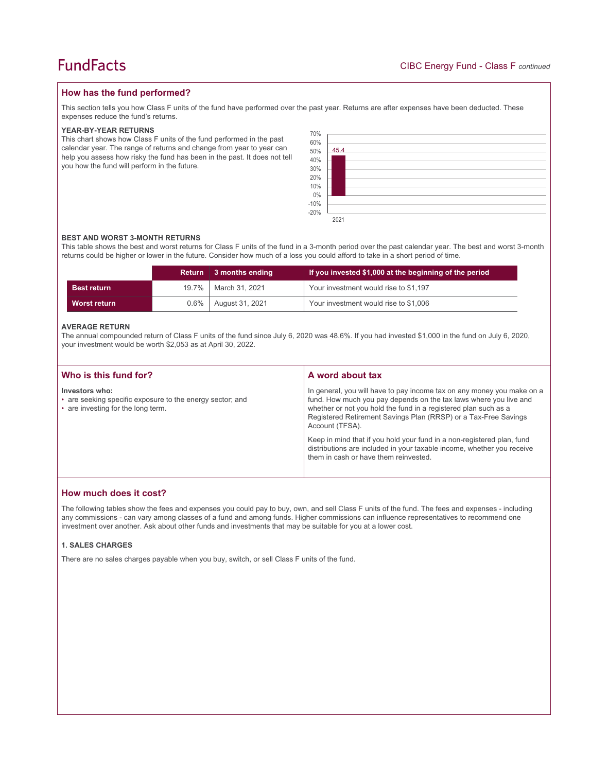## How has the fund performed?

This section tells you how Class F units of the fund have performed over the past year. Returns are after expenses have been deducted. These expenses reduce the fund's returns.

### YEAR-BY-YEAR RETURNS

This chart shows how Class F units of the fund performed in the past calendar year. The range of returns and change from year to year can help you assess how risky the fund has been in the past. It does not tell you how the fund will perform in the future.

| Year | Return (%) |
|---|---|
| 2021 | 45.4 |

### BEST AND WORST 3-MONTH RETURNS

This table shows the best and worst returns for Class F units of the fund in a 3-month period over the past calendar year. The best and worst 3-month returns could be higher or lower in the future. Consider how much of a loss you could afford to take in a short period of time.

| | Return | 3 months ending | If you invested $1,000 at the beginning of the period |
|---|---|---|---|
| **Best return** | 19.7% | March 31, 2021 | Your investment would rise to $1,197 |
| **Worst return** | 0.6% | August 31, 2021 | Your investment would rise to $1,006 |

### AVERAGE RETURN

The annual compounded return of Class F units of the fund since July 6, 2020 was 48.6%. If you had invested $1,000 in the fund on July 6, 2020, your investment would be worth $2,053 as at April 30, 2022.

## Who is this fund for?

**Investors who:**

- are seeking specific exposure to the energy sector; and
- are investing for the long term.

## A word about tax

In general, you will have to pay income tax on any money you make on a fund. How much you pay depends on the tax laws where you live and whether or not you hold the fund in a registered plan such as a Registered Retirement Savings Plan (RRSP) or a Tax-Free Savings Account (TFSA).

Keep in mind that if you hold your fund in a non-registered plan, fund distributions are included in your taxable income, whether you receive them in cash or have them reinvested.

## How much does it cost?

The following tables show the fees and expenses you could pay to buy, own, and sell Class F units of the fund. The fees and expenses - including any commissions - can vary among classes of a fund and among funds. Higher commissions can influence representatives to recommend one investment over another. Ask about other funds and investments that may be suitable for you at a lower cost.

### 1. SALES CHARGES

There are no sales charges payable when you buy, switch, or sell Class F units of the fund.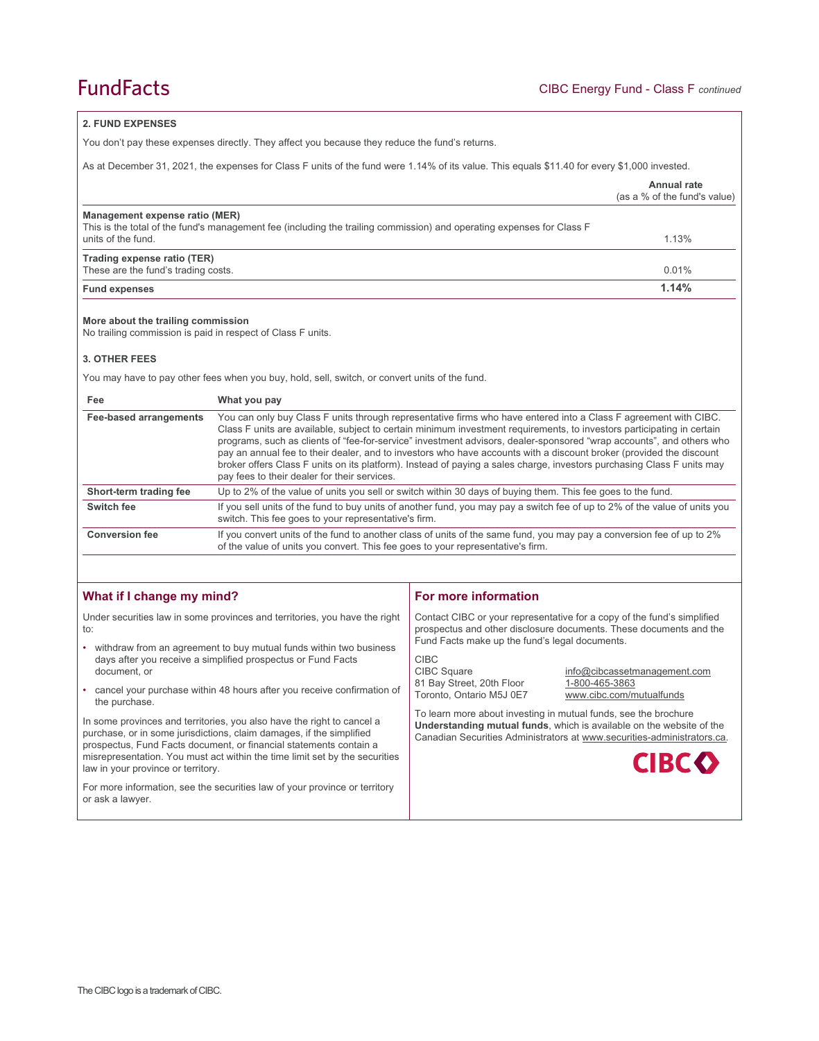### 2. FUND EXPENSES

You don't pay these expenses directly. They affect you because they reduce the fund's returns.

As at December 31, 2021, the expenses for Class F units of the fund were 1.14% of its value. This equals $11.40 for every $1,000 invested.

| | Annual rate (as a % of the fund's value) |
|---|---|
| **Management expense ratio (MER)** This is the total of the fund's management fee (including the trailing commission) and operating expenses for Class F units of the fund. | 1.13% |
| **Trading expense ratio (TER)** These are the fund's trading costs. | 0.01% |
| **Fund expenses** | **1.14%** |

**More about the trailing commission**

No trailing commission is paid in respect of Class F units.

### 3. OTHER FEES

You may have to pay other fees when you buy, hold, sell, switch, or convert units of the fund.

| Fee | What you pay |
|---|---|
| **Fee-based arrangements** | You can only buy Class F units through representative firms who have entered into a Class F agreement with CIBC. Class F units are available, subject to certain minimum investment requirements, to investors participating in certain programs, such as clients of "fee-for-service" investment advisors, dealer-sponsored "wrap accounts", and others who pay an annual fee to their dealer, and to investors who have accounts with a discount broker (provided the discount broker offers Class F units on its platform). Instead of paying a sales charge, investors purchasing Class F units may pay fees to their dealer for their services. |
| **Short-term trading fee** | Up to 2% of the value of units you sell or switch within 30 days of buying them. This fee goes to the fund. |
| **Switch fee** | If you sell units of the fund to buy units of another fund, you may pay a switch fee of up to 2% of the value of units you switch. This fee goes to your representative's firm. |
| **Conversion fee** | If you convert units of the fund to another class of units of the same fund, you may pay a conversion fee of up to 2% of the value of units you convert. This fee goes to your representative's firm. |

## What if I change my mind?

Under securities law in some provinces and territories, you have the right to:

- withdraw from an agreement to buy mutual funds within two business days after you receive a simplified prospectus or Fund Facts document, or
- cancel your purchase within 48 hours after you receive confirmation of the purchase.

In some provinces and territories, you also have the right to cancel a purchase, or in some jurisdictions, claim damages, if the simplified prospectus, Fund Facts document, or financial statements contain a misrepresentation. You must act within the time limit set by the securities law in your province or territory.

For more information, see the securities law of your province or territory or ask a lawyer.

## For more information

Contact CIBC or your representative for a copy of the fund's simplified prospectus and other disclosure documents. These documents and the Fund Facts make up the fund's legal documents.

CIBC
CIBC Square
81 Bay Street, 20th Floor
Toronto, Ontario M5J 0E7

info@cibcassetmanagement.com
1-800-465-3863
www.cibc.com/mutualfunds

To learn more about investing in mutual funds, see the brochure **Understanding mutual funds**, which is available on the website of the Canadian Securities Administrators at www.securities-administrators.ca.

The CIBC logo is a trademark of CIBC.